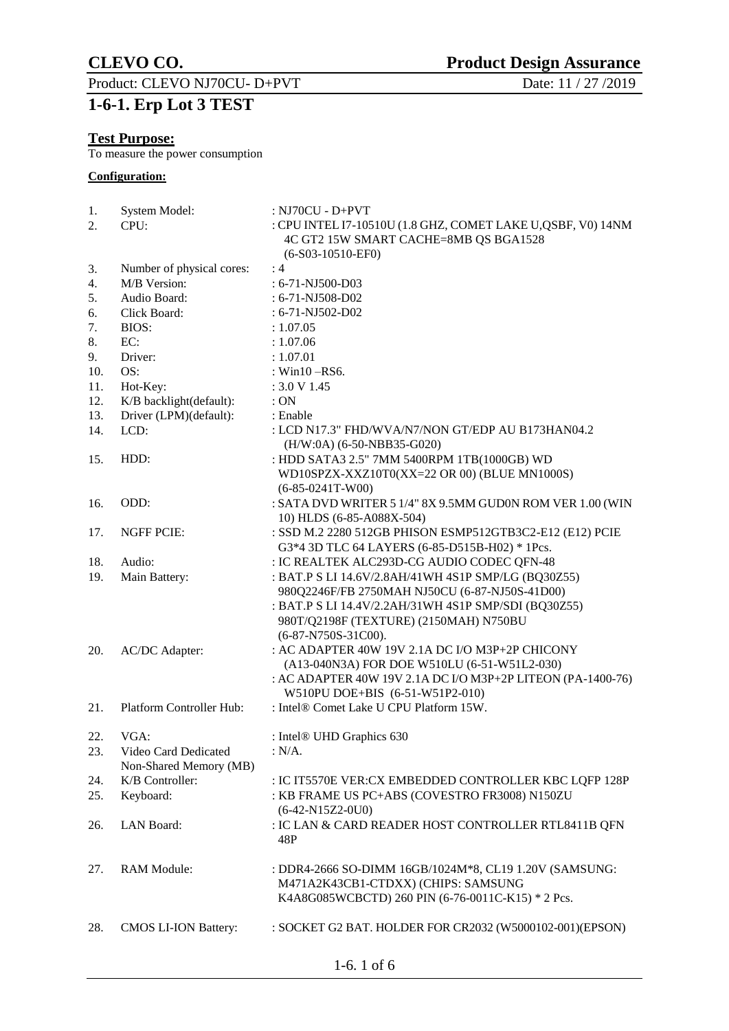# 1-6-1. Erp Lot 3 TEST

**Test Purpose:**

To measure the power consumption

**Configuration:**

| No. | Item | Description |
|---|---|---|
| 1. | System Model: | : NJ70CU - D+PVT |
| 2. | CPU: | : CPU INTEL I7-10510U (1.8 GHZ, COMET LAKE U,QSBF, V0) 14NM 4C GT2 15W SMART CACHE=8MB QS BGA1528 (6-S03-10510-EF0) |
| 3. | Number of physical cores: | : 4 |
| 4. | M/B Version: | : 6-71-NJ500-D03 |
| 5. | Audio Board: | : 6-71-NJ508-D02 |
| 6. | Click Board: | : 6-71-NJ502-D02 |
| 7. | BIOS: | : 1.07.05 |
| 8. | EC: | : 1.07.06 |
| 9. | Driver: | : 1.07.01 |
| 10. | OS: | : Win10 –RS6. |
| 11. | Hot-Key: | : 3.0 V 1.45 |
| 12. | K/B backlight(default): | : ON |
| 13. | Driver (LPM)(default): | : Enable |
| 14. | LCD: | : LCD N17.3" FHD/WVA/N7/NON GT/EDP AU B173HAN04.2 (H/W:0A) (6-50-NBB35-G020) |
| 15. | HDD: | : HDD SATA3 2.5" 7MM 5400RPM 1TB(1000GB) WD WD10SPZX-XXZ10T0(XX=22 OR 00) (BLUE MN1000S) (6-85-0241T-W00) |
| 16. | ODD: | : SATA DVD WRITER 5 1/4" 8X 9.5MM GUD0N ROM VER 1.00 (WIN 10) HLDS (6-85-A088X-504) |
| 17. | NGFF PCIE: | : SSD M.2 2280 512GB PHISON ESMP512GTB3C2-E12 (E12) PCIE G3*4 3D TLC 64 LAYERS (6-85-D515B-H02) * 1Pcs. |
| 18. | Audio: | : IC REALTEK ALC293D-CG AUDIO CODEC QFN-48 |
| 19. | Main Battery: | : BAT.P S LI 14.6V/2.8AH/41WH 4S1P SMP/LG (BQ30Z55) 980Q2246F/FB 2750MAH NJ50CU (6-87-NJ50S-41D00)<br>: BAT.P S LI 14.4V/2.2AH/31WH 4S1P SMP/SDI (BQ30Z55) 980T/Q2198F (TEXTURE) (2150MAH) N750BU (6-87-N750S-31C00). |
| 20. | AC/DC Adapter: | : AC ADAPTER 40W 19V 2.1A DC I/O M3P+2P CHICONY (A13-040N3A) FOR DOE W510LU (6-51-W51L2-030)<br>: AC ADAPTER 40W 19V 2.1A DC I/O M3P+2P LITEON (PA-1400-76) W510PU DOE+BIS (6-51-W51P2-010) |
| 21. | Platform Controller Hub: | : Intel® Comet Lake U CPU Platform 15W. |
| 22. | VGA: | : Intel® UHD Graphics 630 |
| 23. | Video Card Dedicated Non-Shared Memory (MB) | : N/A. |
| 24. | K/B Controller: | : IC IT5570E VER:CX EMBEDDED CONTROLLER KBC LQFP 128P |
| 25. | Keyboard: | : KB FRAME US PC+ABS (COVESTRO FR3008) N150ZU (6-42-N15Z2-0U0) |
| 26. | LAN Board: | : IC LAN & CARD READER HOST CONTROLLER RTL8411B QFN 48P |
| 27. | RAM Module: | : DDR4-2666 SO-DIMM 16GB/1024M*8, CL19 1.20V (SAMSUNG: M471A2K43CB1-CTDXX) (CHIPS: SAMSUNG K4A8G085WCBCTD) 260 PIN (6-76-0011C-K15) * 2 Pcs. |
| 28. | CMOS LI-ION Battery: | : SOCKET G2 BAT. HOLDER FOR CR2032 (W5000102-001)(EPSON) |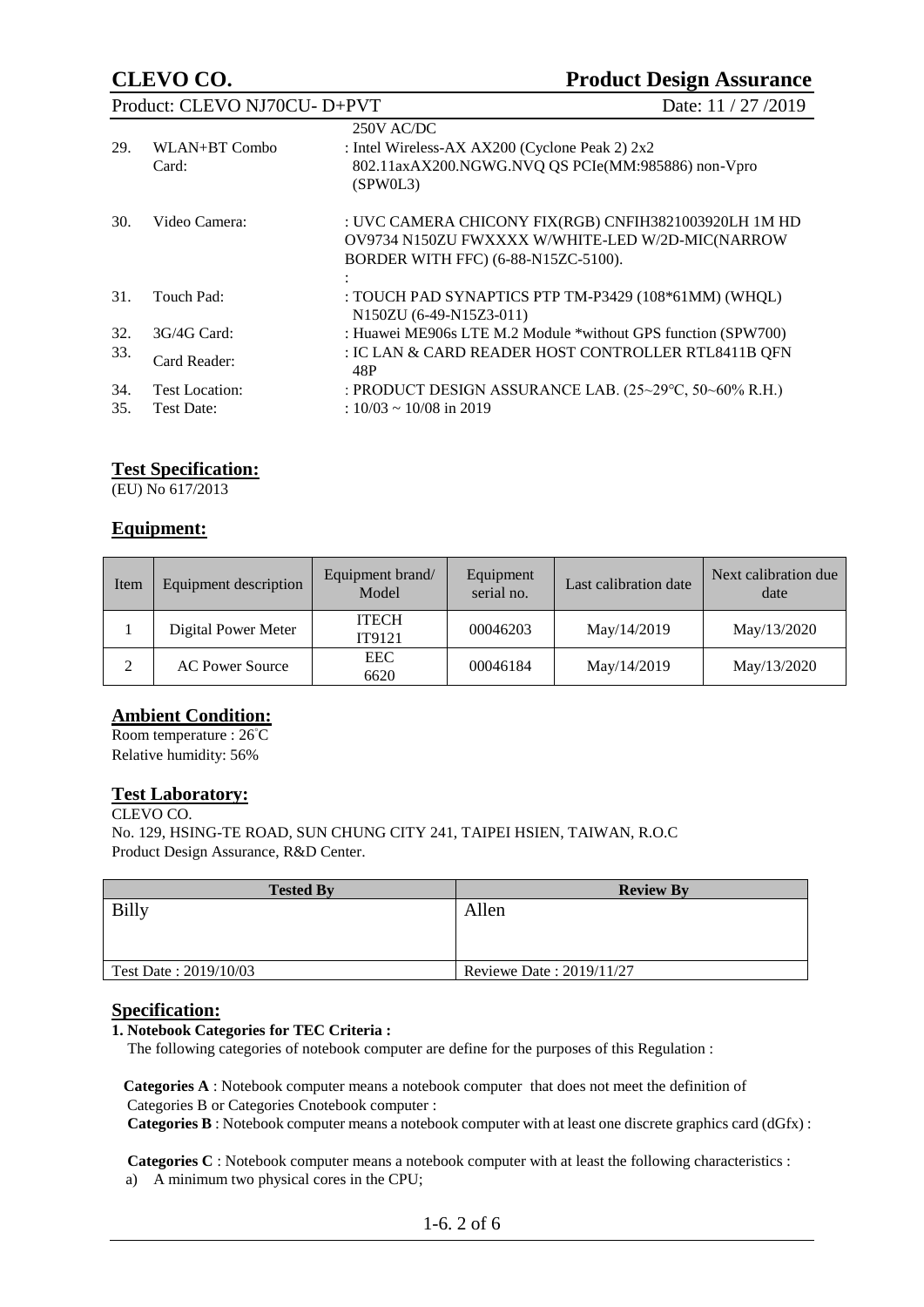250V AC/DC

29. WLAN+BT Combo Card: : Intel Wireless-AX AX200 (Cyclone Peak 2) 2x2 802.11axAX200.NGWG.NVQ QS PCIe(MM:985886) non-Vpro (SPW0L3)

30. Video Camera: : UVC CAMERA CHICONY FIX(RGB) CNFIH3821003920LH 1M HD OV9734 N150ZU FWXXXX W/WHITE-LED W/2D-MIC(NARROW BORDER WITH FFC) (6-88-N15ZC-5100).
:

31. Touch Pad: : TOUCH PAD SYNAPTICS PTP TM-P3429 (108*61MM) (WHQL) N150ZU (6-49-N15Z3-011)

32. 3G/4G Card: : Huawei ME906s LTE M.2 Module *without GPS function (SPW700)

33. Card Reader: : IC LAN & CARD READER HOST CONTROLLER RTL8411B QFN 48P

34. Test Location: : PRODUCT DESIGN ASSURANCE LAB. (25~29℃, 50~60% R.H.)

35. Test Date: : 10/03 ~ 10/08 in 2019

## Test Specification:

(EU) No 617/2013

## Equipment:

| Item | Equipment description | Equipment brand/ Model | Equipment serial no. | Last calibration date | Next calibration due date |
|---|---|---|---|---|---|
| 1 | Digital Power Meter | ITECH IT9121 | 00046203 | May/14/2019 | May/13/2020 |
| 2 | AC Power Source | EEC 6620 | 00046184 | May/14/2019 | May/13/2020 |

## Ambient Condition:

Room temperature : 26˚C
Relative humidity: 56%

## Test Laboratory:

CLEVO CO.
No. 129, HSING-TE ROAD, SUN CHUNG CITY 241, TAIPEI HSIEN, TAIWAN, R.O.C
Product Design Assurance, R&D Center.

| Tested By | Review By |
|---|---|
| Billy | Allen |
| Test Date : 2019/10/03 | Reviewe Date : 2019/11/27 |

## Specification:

**1. Notebook Categories for TEC Criteria :**

The following categories of notebook computer are define for the purposes of this Regulation :

**Categories A** : Notebook computer means a notebook computer that does not meet the definition of Categories B or Categories Cnotebook computer :

**Categories B** : Notebook computer means a notebook computer with at least one discrete graphics card (dGfx) :

**Categories C** : Notebook computer means a notebook computer with at least the following characteristics :

a) A minimum two physical cores in the CPU;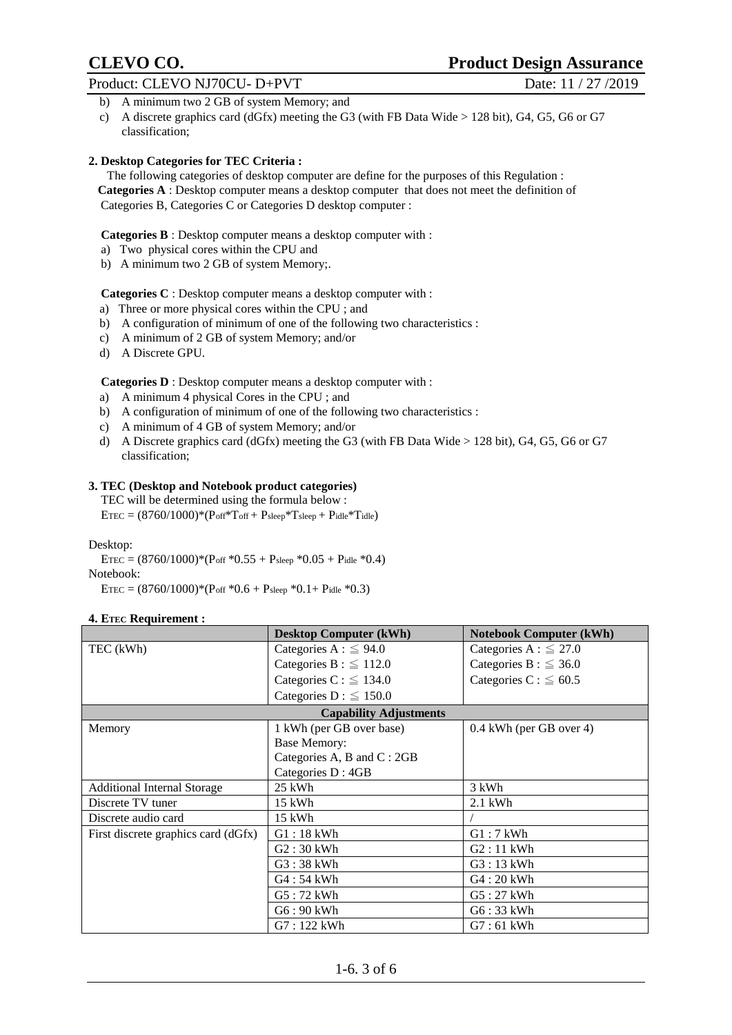b) A minimum two 2 GB of system Memory; and

c) A discrete graphics card (dGfx) meeting the G3 (with FB Data Wide > 128 bit), G4, G5, G6 or G7 classification;

**2. Desktop Categories for TEC Criteria :**

The following categories of desktop computer are define for the purposes of this Regulation :

**Categories A** : Desktop computer means a desktop computer that does not meet the definition of Categories B, Categories C or Categories D desktop computer :

**Categories B** : Desktop computer means a desktop computer with :

a) Two physical cores within the CPU and

b) A minimum two 2 GB of system Memory;.

**Categories C** : Desktop computer means a desktop computer with :

a) Three or more physical cores within the CPU ; and

b) A configuration of minimum of one of the following two characteristics :

c) A minimum of 2 GB of system Memory; and/or

d) A Discrete GPU.

**Categories D** : Desktop computer means a desktop computer with :

a) A minimum 4 physical Cores in the CPU ; and

b) A configuration of minimum of one of the following two characteristics :

c) A minimum of 4 GB of system Memory; and/or

d) A Discrete graphics card (dGfx) meeting the G3 (with FB Data Wide > 128 bit), G4, G5, G6 or G7 classification;

**3. TEC (Desktop and Notebook product categories)**

TEC will be determined using the formula below :

$E_{TEC} = (8760/1000)*(P_{off}*T_{off} + P_{sleep}*T_{sleep} + P_{idle}*T_{idle})$

Desktop:

$E_{TEC} = (8760/1000)*(P_{off} *0.55 + P_{sleep} *0.05 + P_{idle} *0.4)$

Notebook:

$E_{TEC} = (8760/1000)*(P_{off} *0.6 + P_{sleep} *0.1+ P_{idle} *0.3)$

**4. $E_{TEC}$ Requirement :**

| | **Desktop Computer (kWh)** | **Notebook Computer (kWh)** |
|---|---|---|
| TEC (kWh) | Categories A : ≦ 94.0 | Categories A : ≦ 27.0 |
| | Categories B : ≦ 112.0 | Categories B : ≦ 36.0 |
| | Categories C : ≦ 134.0 | Categories C : ≦ 60.5 |
| | Categories D : ≦ 150.0 | |
| **Capability Adjustments** | | |
| Memory | 1 kWh (per GB over base)<br>Base Memory:<br>Categories A, B and C : 2GB<br>Categories D : 4GB | 0.4 kWh (per GB over 4) |
| Additional Internal Storage | 25 kWh | 3 kWh |
| Discrete TV tuner | 15 kWh | 2.1 kWh |
| Discrete audio card | 15 kWh | / |
| First discrete graphics card (dGfx) | G1 : 18 kWh | G1 : 7 kWh |
| | G2 : 30 kWh | G2 : 11 kWh |
| | G3 : 38 kWh | G3 : 13 kWh |
| | G4 : 54 kWh | G4 : 20 kWh |
| | G5 : 72 kWh | G5 : 27 kWh |
| | G6 : 90 kWh | G6 : 33 kWh |
| | G7 : 122 kWh | G7 : 61 kWh |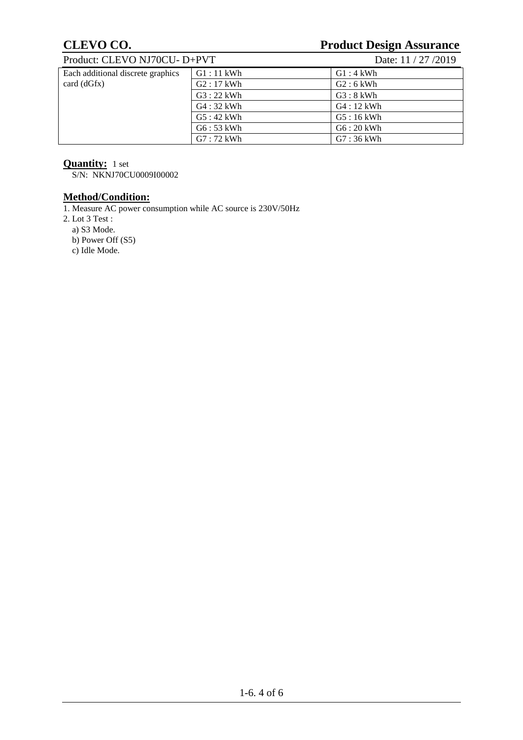# CLEVO CO.

# Product Design Assurance

Product: CLEVO NJ70CU- D+PVT

Date: 11 / 27 /2019

| | | |
|---|---|---|
| Each additional discrete graphics card (dGfx) | G1 : 11 kWh | G1 : 4 kWh |
| | G2 : 17 kWh | G2 : 6 kWh |
| | G3 : 22 kWh | G3 : 8 kWh |
| | G4 : 32 kWh | G4 : 12 kWh |
| | G5 : 42 kWh | G5 : 16 kWh |
| | G6 : 53 kWh | G6 : 20 kWh |
| | G7 : 72 kWh | G7 : 36 kWh |

**Quantity:** 1 set

S/N: NKNJ70CU0009I00002

## Method/Condition:

1. Measure AC power consumption while AC source is 230V/50Hz
2. Lot 3 Test :
   a) S3 Mode.
   b) Power Off (S5)
   c) Idle Mode.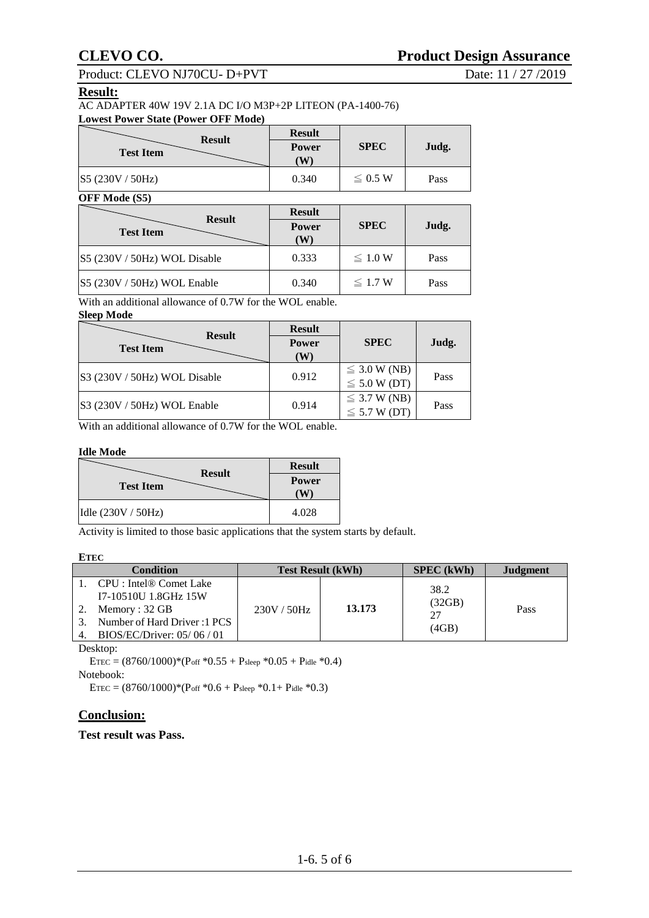## Result:

AC ADAPTER 40W 19V 2.1A DC I/O M3P+2P LITEON (PA-1400-76)

**Lowest Power State (Power OFF Mode)**

| Test Item / Result | Result Power (W) | SPEC | Judg. |
|---|---|---|---|
| S5 (230V / 50Hz) | 0.340 | ≦ 0.5 W | Pass |

**OFF Mode (S5)**

| Test Item / Result | Result Power (W) | SPEC | Judg. |
|---|---|---|---|
| S5 (230V / 50Hz) WOL Disable | 0.333 | ≦ 1.0 W | Pass |
| S5 (230V / 50Hz) WOL Enable | 0.340 | ≦ 1.7 W | Pass |

With an additional allowance of 0.7W for the WOL enable.

**Sleep Mode**

| Test Item / Result | Result Power (W) | SPEC | Judg. |
|---|---|---|---|
| S3 (230V / 50Hz) WOL Disable | 0.912 | ≦ 3.0 W (NB)<br>≦ 5.0 W (DT) | Pass |
| S3 (230V / 50Hz) WOL Enable | 0.914 | ≦ 3.7 W (NB)<br>≦ 5.7 W (DT) | Pass |

With an additional allowance of 0.7W for the WOL enable.

**Idle Mode**

| Test Item / Result | Result Power (W) |
|---|---|
| Idle (230V / 50Hz) | 4.028 |

Activity is limited to those basic applications that the system starts by default.

**ETEC**

| Condition | Test Result (kWh) | | SPEC (kWh) | Judgment |
|---|---|---|---|---|
| 1. CPU : Intel® Comet Lake I7-10510U 1.8GHz 15W<br>2. Memory : 32 GB<br>3. Number of Hard Driver :1 PCS<br>4. BIOS/EC/Driver: 05/ 06 / 01 | 230V / 50Hz | **13.173** | 38.2 (32GB)<br>27 (4GB) | Pass |

Desktop:

$E_{TEC} = (8760/1000)*(P_{off} *0.55 + P_{sleep} *0.05 + P_{idle} *0.4)$

Notebook:

$E_{TEC} = (8760/1000)*(P_{off} *0.6 + P_{sleep} *0.1+ P_{idle} *0.3)$

## Conclusion:

**Test result was Pass.**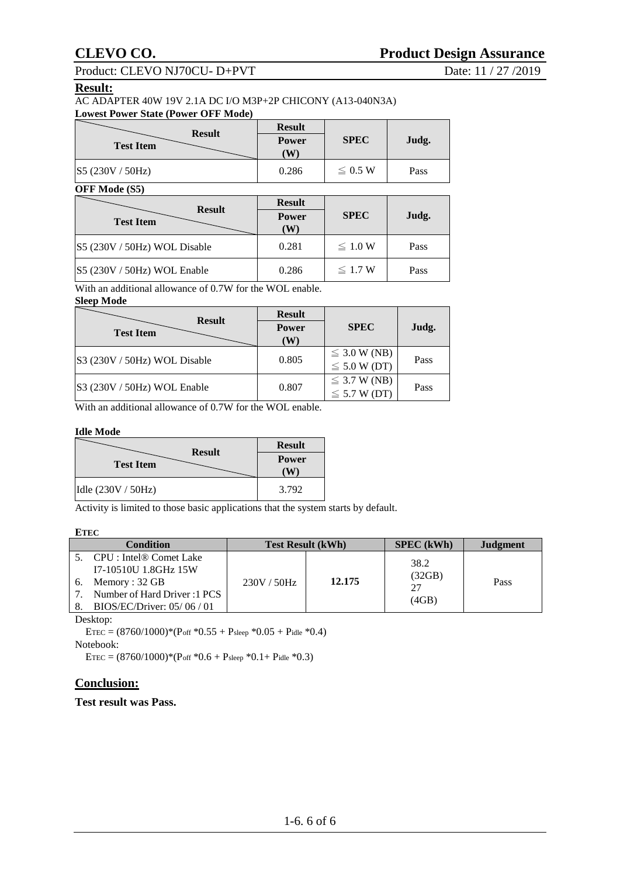**Result:**

AC ADAPTER 40W 19V 2.1A DC I/O M3P+2P CHICONY (A13-040N3A)

**Lowest Power State (Power OFF Mode)**

| Test Item | Result Power (W) | SPEC | Judg. |
|---|---|---|---|
| S5 (230V / 50Hz) | 0.286 | ≦ 0.5 W | Pass |

**OFF Mode (S5)**

| Test Item | Result Power (W) | SPEC | Judg. |
|---|---|---|---|
| S5 (230V / 50Hz) WOL Disable | 0.281 | ≦ 1.0 W | Pass |
| S5 (230V / 50Hz) WOL Enable | 0.286 | ≦ 1.7 W | Pass |

With an additional allowance of 0.7W for the WOL enable.

**Sleep Mode**

| Test Item | Result Power (W) | SPEC | Judg. |
|---|---|---|---|
| S3 (230V / 50Hz) WOL Disable | 0.805 | ≦ 3.0 W (NB)<br>≦ 5.0 W (DT) | Pass |
| S3 (230V / 50Hz) WOL Enable | 0.807 | ≦ 3.7 W (NB)<br>≦ 5.7 W (DT) | Pass |

With an additional allowance of 0.7W for the WOL enable.

**Idle Mode**

| Test Item | Result Power (W) |
|---|---|
| Idle (230V / 50Hz) | 3.792 |

Activity is limited to those basic applications that the system starts by default.

**ETEC**

| Condition | Test Result (kWh) | | SPEC (kWh) | Judgment |
|---|---|---|---|---|
| 5. CPU : Intel® Comet Lake I7-10510U 1.8GHz 15W<br>6. Memory : 32 GB<br>7. Number of Hard Driver :1 PCS<br>8. BIOS/EC/Driver: 05/ 06 / 01 | 230V / 50Hz | **12.175** | 38.2 (32GB)<br>27 (4GB) | Pass |

Desktop:

$E_{TEC} = (8760/1000)*(P_{off} *0.55 + P_{sleep} *0.05 + P_{idle} *0.4)$

Notebook:

$E_{TEC} = (8760/1000)*(P_{off} *0.6 + P_{sleep} *0.1+ P_{idle} *0.3)$

## Conclusion:

**Test result was Pass.**